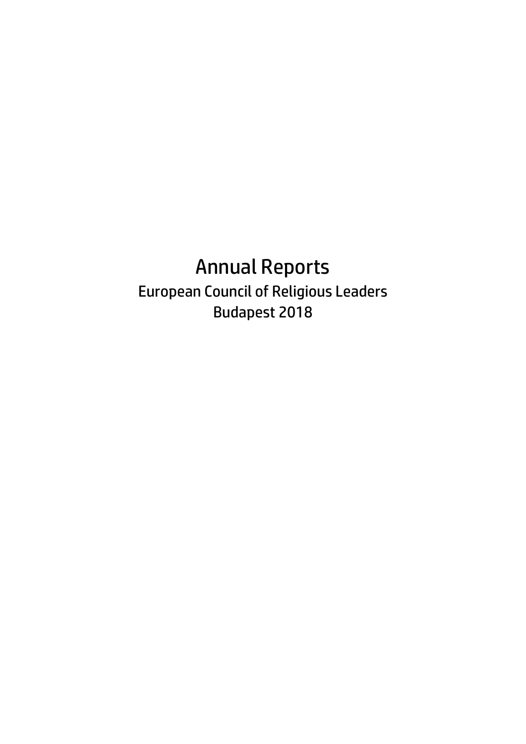# Annual Reports

European Council of Religious Leaders

Budapest 2018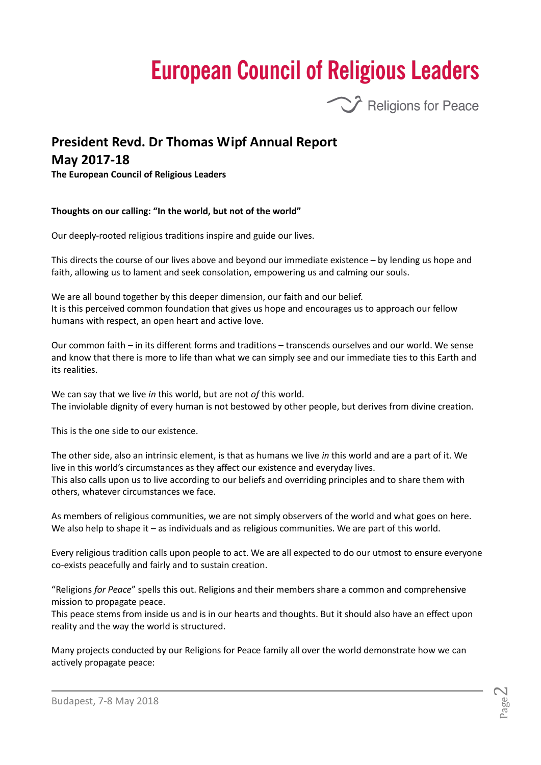# European Council of Religious Leaders

Religions for Peace

## President Revd. Dr Thomas Wipf Annual Report May 2017-18

**The European Council of Religious Leaders**

**Thoughts on our calling: "In the world, but not of the world"**

Our deeply-rooted religious traditions inspire and guide our lives.

This directs the course of our lives above and beyond our immediate existence – by lending us hope and faith, allowing us to lament and seek consolation, empowering us and calming our souls.

We are all bound together by this deeper dimension, our faith and our belief.
It is this perceived common foundation that gives us hope and encourages us to approach our fellow humans with respect, an open heart and active love.

Our common faith – in its different forms and traditions – transcends ourselves and our world. We sense and know that there is more to life than what we can simply see and our immediate ties to this Earth and its realities.

We can say that we live *in* this world, but are not *of* this world.
The inviolable dignity of every human is not bestowed by other people, but derives from divine creation.

This is the one side to our existence.

The other side, also an intrinsic element, is that as humans we live *in* this world and are a part of it. We live in this world's circumstances as they affect our existence and everyday lives.
This also calls upon us to live according to our beliefs and overriding principles and to share them with others, whatever circumstances we face.

As members of religious communities, we are not simply observers of the world and what goes on here. We also help to shape it – as individuals and as religious communities. We are part of this world.

Every religious tradition calls upon people to act. We are all expected to do our utmost to ensure everyone co-exists peacefully and fairly and to sustain creation.

"Religions *for Peace*" spells this out. Religions and their members share a common and comprehensive mission to propagate peace.
This peace stems from inside us and is in our hearts and thoughts. But it should also have an effect upon reality and the way the world is structured.

Many projects conducted by our Religions for Peace family all over the world demonstrate how we can actively propagate peace: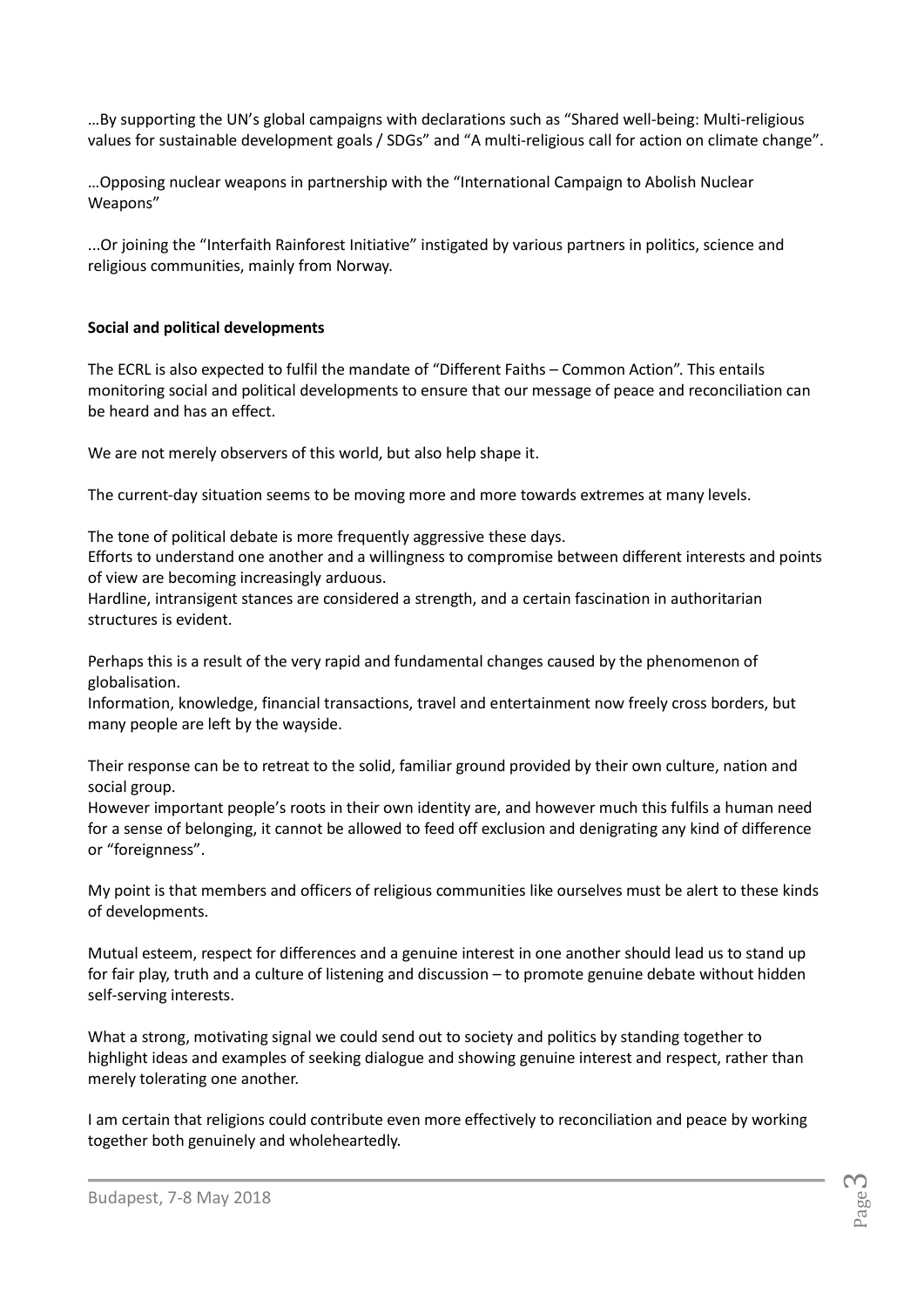…By supporting the UN's global campaigns with declarations such as "Shared well-being: Multi-religious values for sustainable development goals / SDGs" and "A multi-religious call for action on climate change".

…Opposing nuclear weapons in partnership with the "International Campaign to Abolish Nuclear Weapons"

...Or joining the "Interfaith Rainforest Initiative" instigated by various partners in politics, science and religious communities, mainly from Norway.

**Social and political developments**

The ECRL is also expected to fulfil the mandate of "Different Faiths – Common Action". This entails monitoring social and political developments to ensure that our message of peace and reconciliation can be heard and has an effect.

We are not merely observers of this world, but also help shape it.

The current-day situation seems to be moving more and more towards extremes at many levels.

The tone of political debate is more frequently aggressive these days.
Efforts to understand one another and a willingness to compromise between different interests and points of view are becoming increasingly arduous.
Hardline, intransigent stances are considered a strength, and a certain fascination in authoritarian structures is evident.

Perhaps this is a result of the very rapid and fundamental changes caused by the phenomenon of globalisation.
Information, knowledge, financial transactions, travel and entertainment now freely cross borders, but many people are left by the wayside.

Their response can be to retreat to the solid, familiar ground provided by their own culture, nation and social group.
However important people's roots in their own identity are, and however much this fulfils a human need for a sense of belonging, it cannot be allowed to feed off exclusion and denigrating any kind of difference or "foreignness".

My point is that members and officers of religious communities like ourselves must be alert to these kinds of developments.

Mutual esteem, respect for differences and a genuine interest in one another should lead us to stand up for fair play, truth and a culture of listening and discussion – to promote genuine debate without hidden self-serving interests.

What a strong, motivating signal we could send out to society and politics by standing together to highlight ideas and examples of seeking dialogue and showing genuine interest and respect, rather than merely tolerating one another.

I am certain that religions could contribute even more effectively to reconciliation and peace by working together both genuinely and wholeheartedly.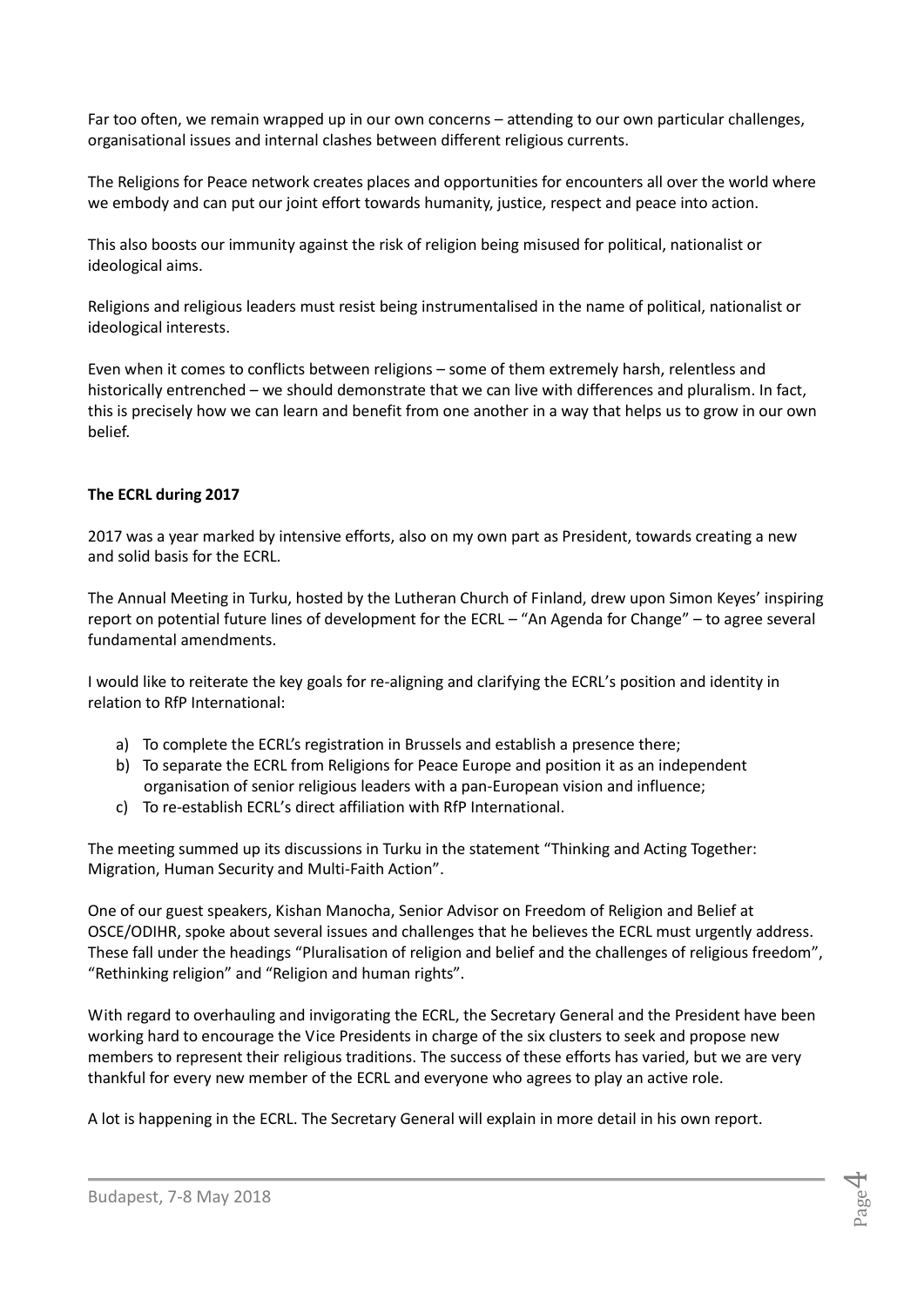Far too often, we remain wrapped up in our own concerns – attending to our own particular challenges, organisational issues and internal clashes between different religious currents.

The Religions for Peace network creates places and opportunities for encounters all over the world where we embody and can put our joint effort towards humanity, justice, respect and peace into action.

This also boosts our immunity against the risk of religion being misused for political, nationalist or ideological aims.

Religions and religious leaders must resist being instrumentalised in the name of political, nationalist or ideological interests.

Even when it comes to conflicts between religions – some of them extremely harsh, relentless and historically entrenched – we should demonstrate that we can live with differences and pluralism. In fact, this is precisely how we can learn and benefit from one another in a way that helps us to grow in our own belief.

**The ECRL during 2017**

2017 was a year marked by intensive efforts, also on my own part as President, towards creating a new and solid basis for the ECRL.

The Annual Meeting in Turku, hosted by the Lutheran Church of Finland, drew upon Simon Keyes' inspiring report on potential future lines of development for the ECRL – "An Agenda for Change" – to agree several fundamental amendments.

I would like to reiterate the key goals for re-aligning and clarifying the ECRL's position and identity in relation to RfP International:

a) To complete the ECRL's registration in Brussels and establish a presence there;
b) To separate the ECRL from Religions for Peace Europe and position it as an independent organisation of senior religious leaders with a pan-European vision and influence;
c) To re-establish ECRL's direct affiliation with RfP International.

The meeting summed up its discussions in Turku in the statement "Thinking and Acting Together: Migration, Human Security and Multi-Faith Action".

One of our guest speakers, Kishan Manocha, Senior Advisor on Freedom of Religion and Belief at OSCE/ODIHR, spoke about several issues and challenges that he believes the ECRL must urgently address. These fall under the headings "Pluralisation of religion and belief and the challenges of religious freedom", "Rethinking religion" and "Religion and human rights".

With regard to overhauling and invigorating the ECRL, the Secretary General and the President have been working hard to encourage the Vice Presidents in charge of the six clusters to seek and propose new members to represent their religious traditions. The success of these efforts has varied, but we are very thankful for every new member of the ECRL and everyone who agrees to play an active role.

A lot is happening in the ECRL. The Secretary General will explain in more detail in his own report.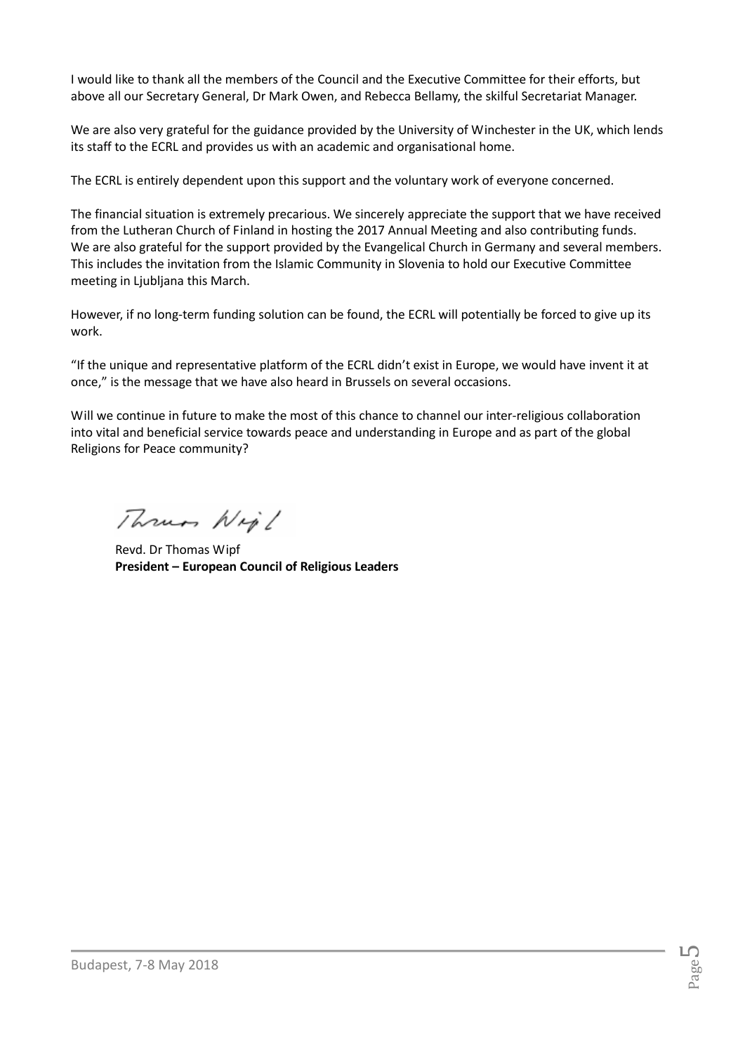I would like to thank all the members of the Council and the Executive Committee for their efforts, but above all our Secretary General, Dr Mark Owen, and Rebecca Bellamy, the skilful Secretariat Manager.

We are also very grateful for the guidance provided by the University of Winchester in the UK, which lends its staff to the ECRL and provides us with an academic and organisational home.

The ECRL is entirely dependent upon this support and the voluntary work of everyone concerned.

The financial situation is extremely precarious. We sincerely appreciate the support that we have received from the Lutheran Church of Finland in hosting the 2017 Annual Meeting and also contributing funds. We are also grateful for the support provided by the Evangelical Church in Germany and several members. This includes the invitation from the Islamic Community in Slovenia to hold our Executive Committee meeting in Ljubljana this March.

However, if no long-term funding solution can be found, the ECRL will potentially be forced to give up its work.

"If the unique and representative platform of the ECRL didn't exist in Europe, we would have invent it at once," is the message that we have also heard in Brussels on several occasions.

Will we continue in future to make the most of this chance to channel our inter-religious collaboration into vital and beneficial service towards peace and understanding in Europe and as part of the global Religions for Peace community?

Revd. Dr Thomas Wipf
**President – European Council of Religious Leaders**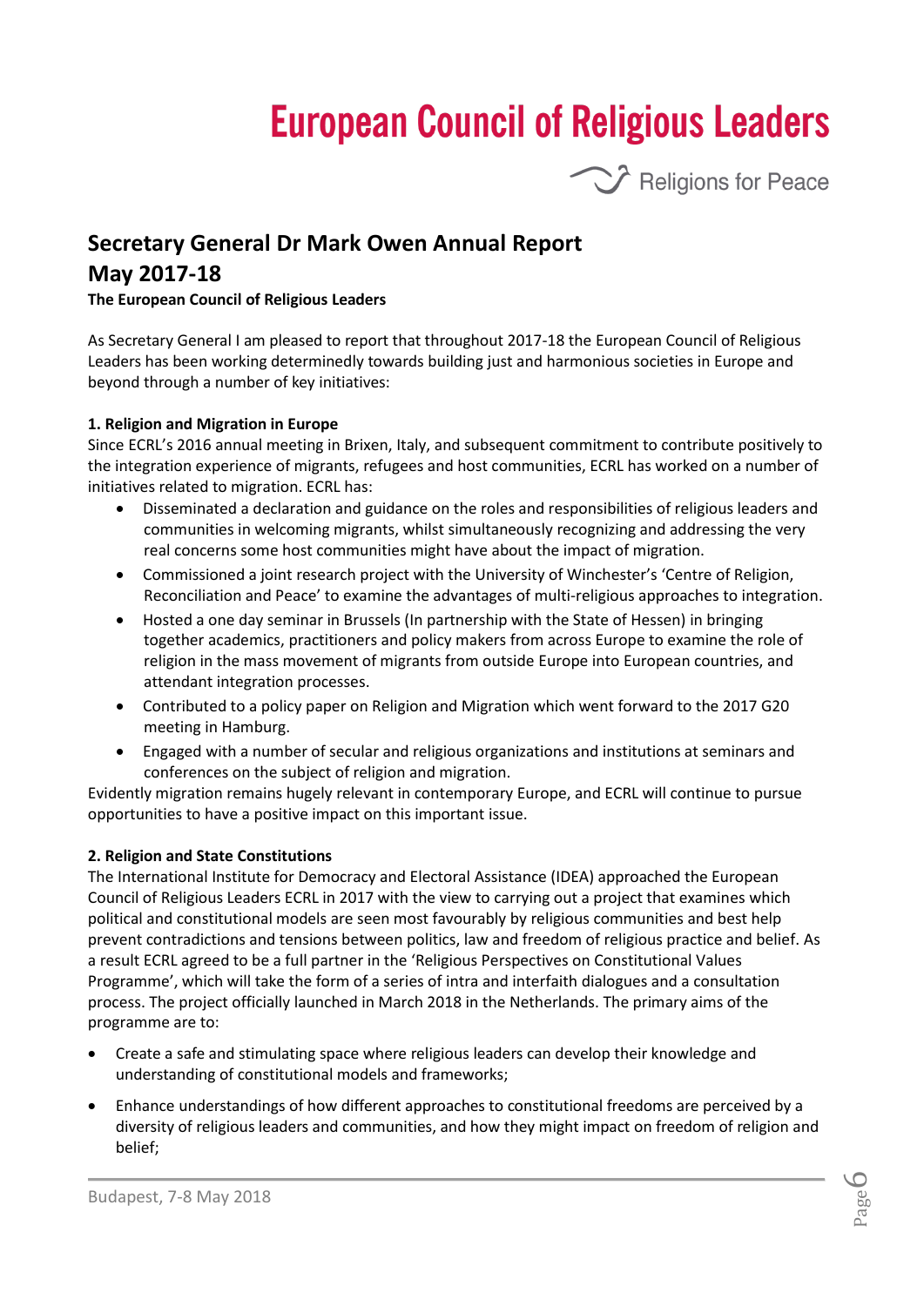# European Council of Religious Leaders

Religions for Peace

## Secretary General Dr Mark Owen Annual Report May 2017-18

**The European Council of Religious Leaders**

As Secretary General I am pleased to report that throughout 2017-18 the European Council of Religious Leaders has been working determinedly towards building just and harmonious societies in Europe and beyond through a number of key initiatives:

**1. Religion and Migration in Europe**

Since ECRL's 2016 annual meeting in Brixen, Italy, and subsequent commitment to contribute positively to the integration experience of migrants, refugees and host communities, ECRL has worked on a number of initiatives related to migration. ECRL has:

- Disseminated a declaration and guidance on the roles and responsibilities of religious leaders and communities in welcoming migrants, whilst simultaneously recognizing and addressing the very real concerns some host communities might have about the impact of migration.
- Commissioned a joint research project with the University of Winchester's 'Centre of Religion, Reconciliation and Peace' to examine the advantages of multi-religious approaches to integration.
- Hosted a one day seminar in Brussels (In partnership with the State of Hessen) in bringing together academics, practitioners and policy makers from across Europe to examine the role of religion in the mass movement of migrants from outside Europe into European countries, and attendant integration processes.
- Contributed to a policy paper on Religion and Migration which went forward to the 2017 G20 meeting in Hamburg.
- Engaged with a number of secular and religious organizations and institutions at seminars and conferences on the subject of religion and migration.

Evidently migration remains hugely relevant in contemporary Europe, and ECRL will continue to pursue opportunities to have a positive impact on this important issue.

**2. Religion and State Constitutions**

The International Institute for Democracy and Electoral Assistance (IDEA) approached the European Council of Religious Leaders ECRL in 2017 with the view to carrying out a project that examines which political and constitutional models are seen most favourably by religious communities and best help prevent contradictions and tensions between politics, law and freedom of religious practice and belief. As a result ECRL agreed to be a full partner in the 'Religious Perspectives on Constitutional Values Programme', which will take the form of a series of intra and interfaith dialogues and a consultation process. The project officially launched in March 2018 in the Netherlands. The primary aims of the programme are to:

- Create a safe and stimulating space where religious leaders can develop their knowledge and understanding of constitutional models and frameworks;
- Enhance understandings of how different approaches to constitutional freedoms are perceived by a diversity of religious leaders and communities, and how they might impact on freedom of religion and belief;

Budapest, 7-8 May 2018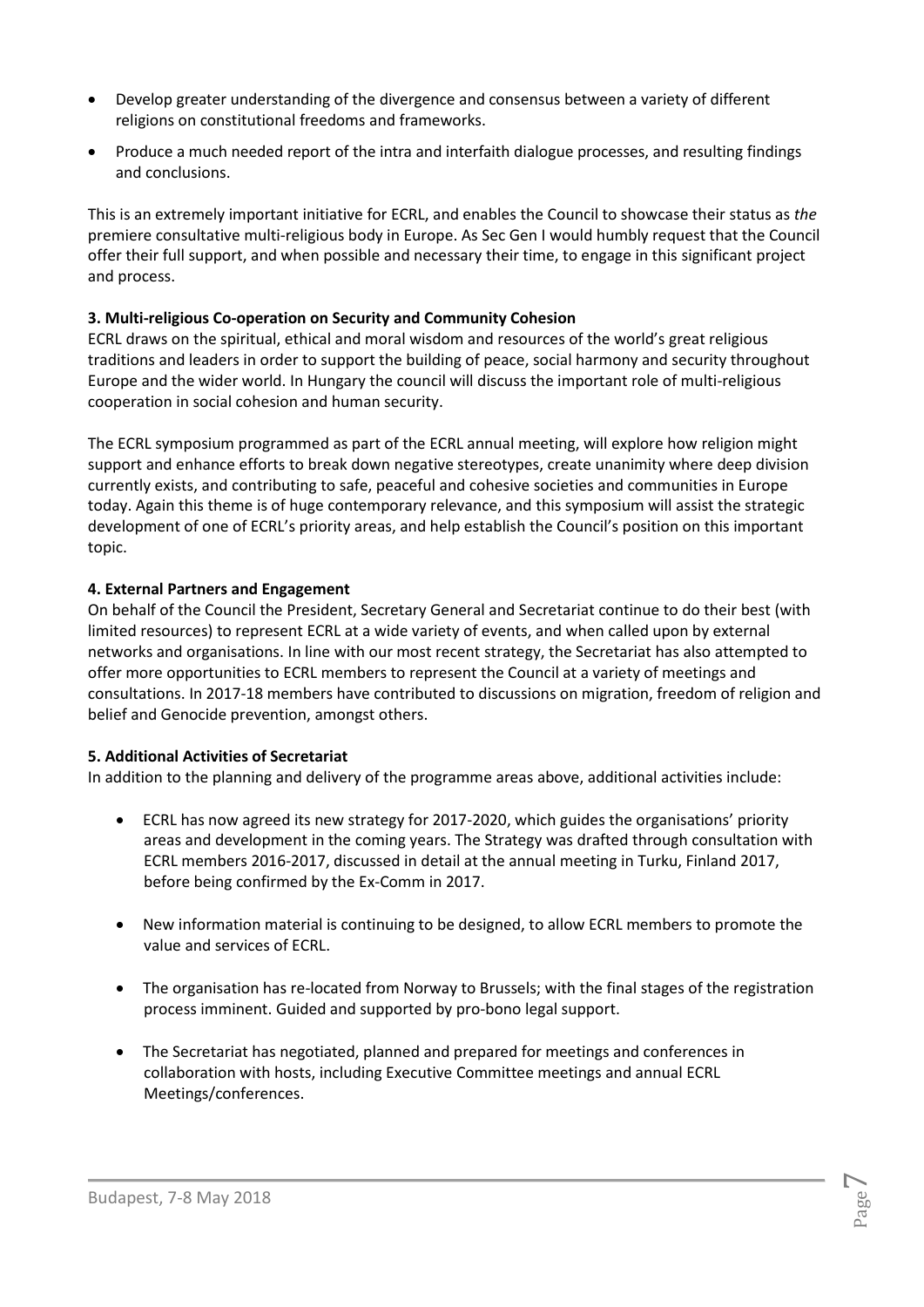- Develop greater understanding of the divergence and consensus between a variety of different religions on constitutional freedoms and frameworks.
- Produce a much needed report of the intra and interfaith dialogue processes, and resulting findings and conclusions.

This is an extremely important initiative for ECRL, and enables the Council to showcase their status as *the* premiere consultative multi-religious body in Europe. As Sec Gen I would humbly request that the Council offer their full support, and when possible and necessary their time, to engage in this significant project and process.

**3. Multi-religious Co-operation on Security and Community Cohesion**

ECRL draws on the spiritual, ethical and moral wisdom and resources of the world's great religious traditions and leaders in order to support the building of peace, social harmony and security throughout Europe and the wider world. In Hungary the council will discuss the important role of multi-religious cooperation in social cohesion and human security.

The ECRL symposium programmed as part of the ECRL annual meeting, will explore how religion might support and enhance efforts to break down negative stereotypes, create unanimity where deep division currently exists, and contributing to safe, peaceful and cohesive societies and communities in Europe today. Again this theme is of huge contemporary relevance, and this symposium will assist the strategic development of one of ECRL's priority areas, and help establish the Council's position on this important topic.

**4. External Partners and Engagement**

On behalf of the Council the President, Secretary General and Secretariat continue to do their best (with limited resources) to represent ECRL at a wide variety of events, and when called upon by external networks and organisations. In line with our most recent strategy, the Secretariat has also attempted to offer more opportunities to ECRL members to represent the Council at a variety of meetings and consultations. In 2017-18 members have contributed to discussions on migration, freedom of religion and belief and Genocide prevention, amongst others.

**5. Additional Activities of Secretariat**

In addition to the planning and delivery of the programme areas above, additional activities include:

- ECRL has now agreed its new strategy for 2017-2020, which guides the organisations' priority areas and development in the coming years. The Strategy was drafted through consultation with ECRL members 2016-2017, discussed in detail at the annual meeting in Turku, Finland 2017, before being confirmed by the Ex-Comm in 2017.
- New information material is continuing to be designed, to allow ECRL members to promote the value and services of ECRL.
- The organisation has re-located from Norway to Brussels; with the final stages of the registration process imminent. Guided and supported by pro-bono legal support.
- The Secretariat has negotiated, planned and prepared for meetings and conferences in collaboration with hosts, including Executive Committee meetings and annual ECRL Meetings/conferences.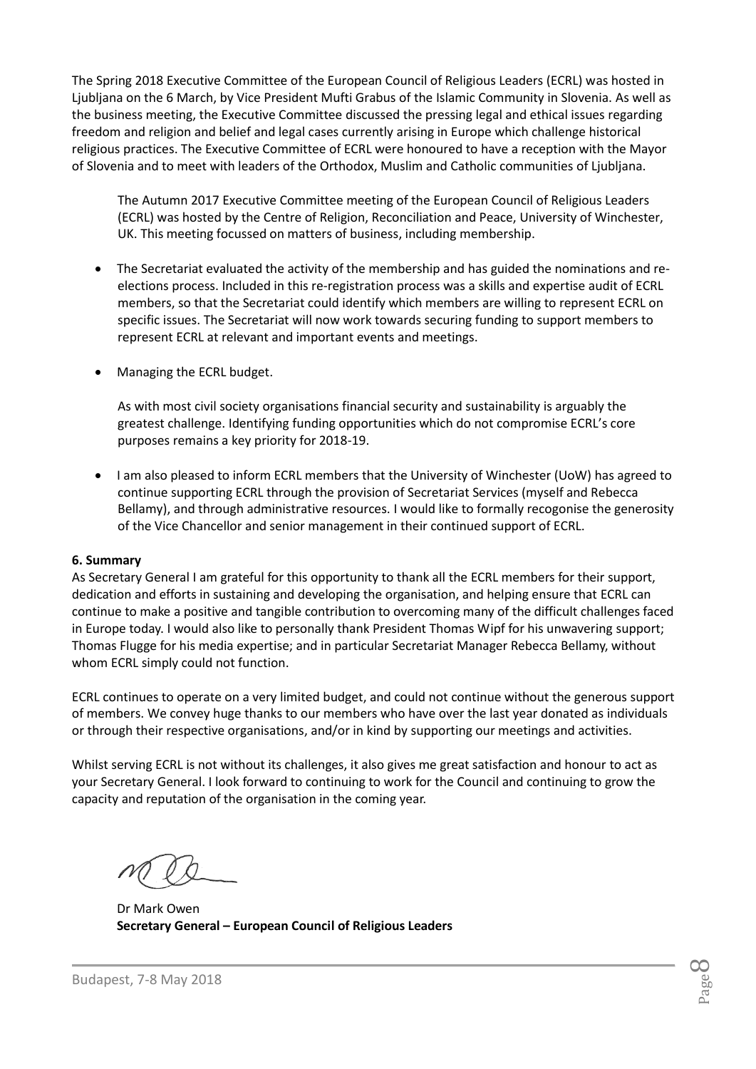The Spring 2018 Executive Committee of the European Council of Religious Leaders (ECRL) was hosted in Ljubljana on the 6 March, by Vice President Mufti Grabus of the Islamic Community in Slovenia. As well as the business meeting, the Executive Committee discussed the pressing legal and ethical issues regarding freedom and religion and belief and legal cases currently arising in Europe which challenge historical religious practices. The Executive Committee of ECRL were honoured to have a reception with the Mayor of Slovenia and to meet with leaders of the Orthodox, Muslim and Catholic communities of Ljubljana.

The Autumn 2017 Executive Committee meeting of the European Council of Religious Leaders (ECRL) was hosted by the Centre of Religion, Reconciliation and Peace, University of Winchester, UK. This meeting focussed on matters of business, including membership.

- The Secretariat evaluated the activity of the membership and has guided the nominations and re-elections process. Included in this re-registration process was a skills and expertise audit of ECRL members, so that the Secretariat could identify which members are willing to represent ECRL on specific issues. The Secretariat will now work towards securing funding to support members to represent ECRL at relevant and important events and meetings.

- Managing the ECRL budget.

  As with most civil society organisations financial security and sustainability is arguably the greatest challenge. Identifying funding opportunities which do not compromise ECRL's core purposes remains a key priority for 2018-19.

- I am also pleased to inform ECRL members that the University of Winchester (UoW) has agreed to continue supporting ECRL through the provision of Secretariat Services (myself and Rebecca Bellamy), and through administrative resources. I would like to formally recogonise the generosity of the Vice Chancellor and senior management in their continued support of ECRL.

**6. Summary**

As Secretary General I am grateful for this opportunity to thank all the ECRL members for their support, dedication and efforts in sustaining and developing the organisation, and helping ensure that ECRL can continue to make a positive and tangible contribution to overcoming many of the difficult challenges faced in Europe today. I would also like to personally thank President Thomas Wipf for his unwavering support; Thomas Flugge for his media expertise; and in particular Secretariat Manager Rebecca Bellamy, without whom ECRL simply could not function.

ECRL continues to operate on a very limited budget, and could not continue without the generous support of members. We convey huge thanks to our members who have over the last year donated as individuals or through their respective organisations, and/or in kind by supporting our meetings and activities.

Whilst serving ECRL is not without its challenges, it also gives me great satisfaction and honour to act as your Secretary General. I look forward to continuing to work for the Council and continuing to grow the capacity and reputation of the organisation in the coming year.

Dr Mark Owen
**Secretary General – European Council of Religious Leaders**